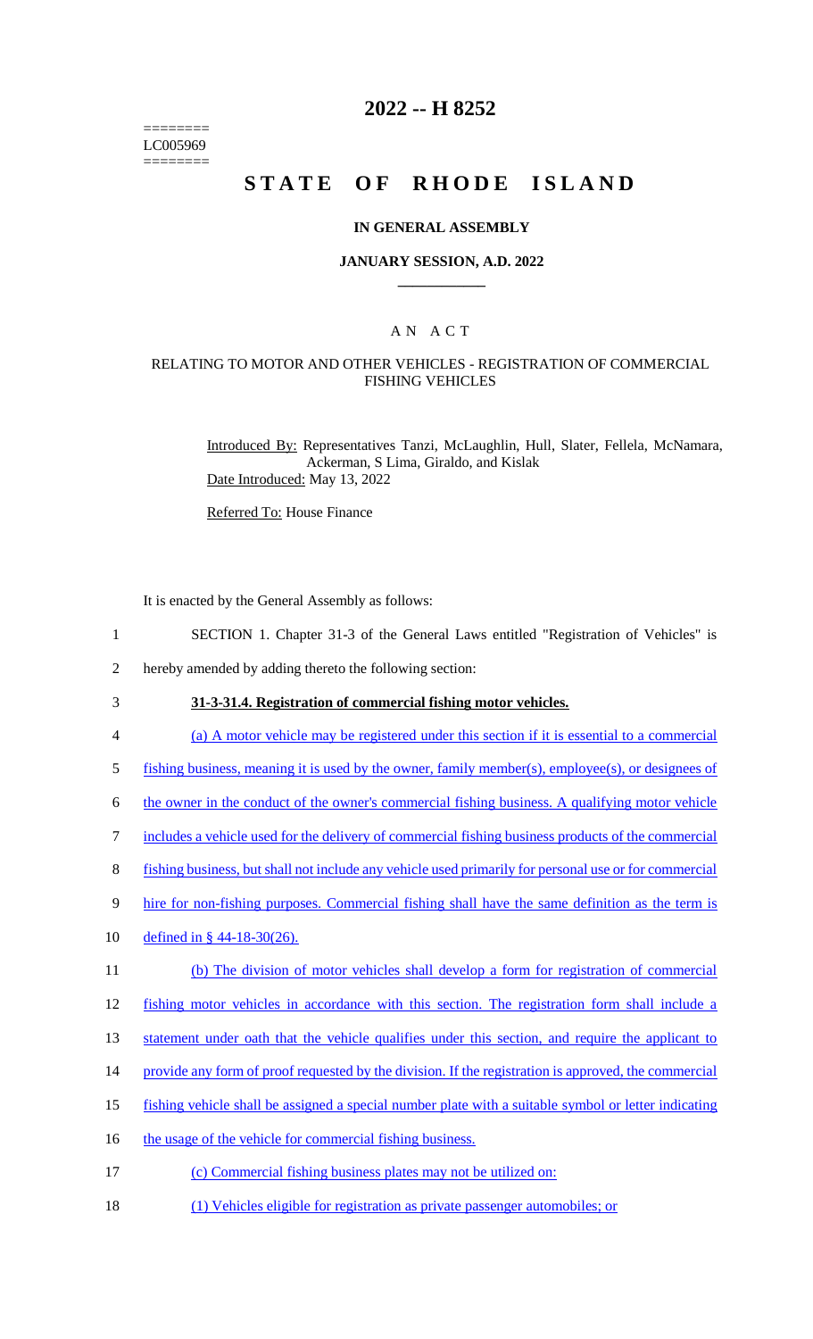========
LC005969
========

# 2022 -- H 8252

# STATE OF RHODE ISLAND

### IN GENERAL ASSEMBLY

### JANUARY SESSION, A.D. 2022

## A N A C T

### RELATING TO MOTOR AND OTHER VEHICLES - REGISTRATION OF COMMERCIAL FISHING VEHICLES

Introduced By: Representatives Tanzi, McLaughlin, Hull, Slater, Fellela, McNamara, Ackerman, S Lima, Giraldo, and Kislak
Date Introduced: May 13, 2022

Referred To: House Finance

It is enacted by the General Assembly as follows:

1 SECTION 1. Chapter 31-3 of the General Laws entitled "Registration of Vehicles" is
2 hereby amended by adding thereto the following section:

3 **31-3-31.4. Registration of commercial fishing motor vehicles.**

4 (a) A motor vehicle may be registered under this section if it is essential to a commercial
5 fishing business, meaning it is used by the owner, family member(s), employee(s), or designees of
6 the owner in the conduct of the owner's commercial fishing business. A qualifying motor vehicle
7 includes a vehicle used for the delivery of commercial fishing business products of the commercial
8 fishing business, but shall not include any vehicle used primarily for personal use or for commercial
9 hire for non-fishing purposes. Commercial fishing shall have the same definition as the term is
10 defined in § 44-18-30(26).

11 (b) The division of motor vehicles shall develop a form for registration of commercial
12 fishing motor vehicles in accordance with this section. The registration form shall include a
13 statement under oath that the vehicle qualifies under this section, and require the applicant to
14 provide any form of proof requested by the division. If the registration is approved, the commercial
15 fishing vehicle shall be assigned a special number plate with a suitable symbol or letter indicating
16 the usage of the vehicle for commercial fishing business.

17 (c) Commercial fishing business plates may not be utilized on:

18 (1) Vehicles eligible for registration as private passenger automobiles; or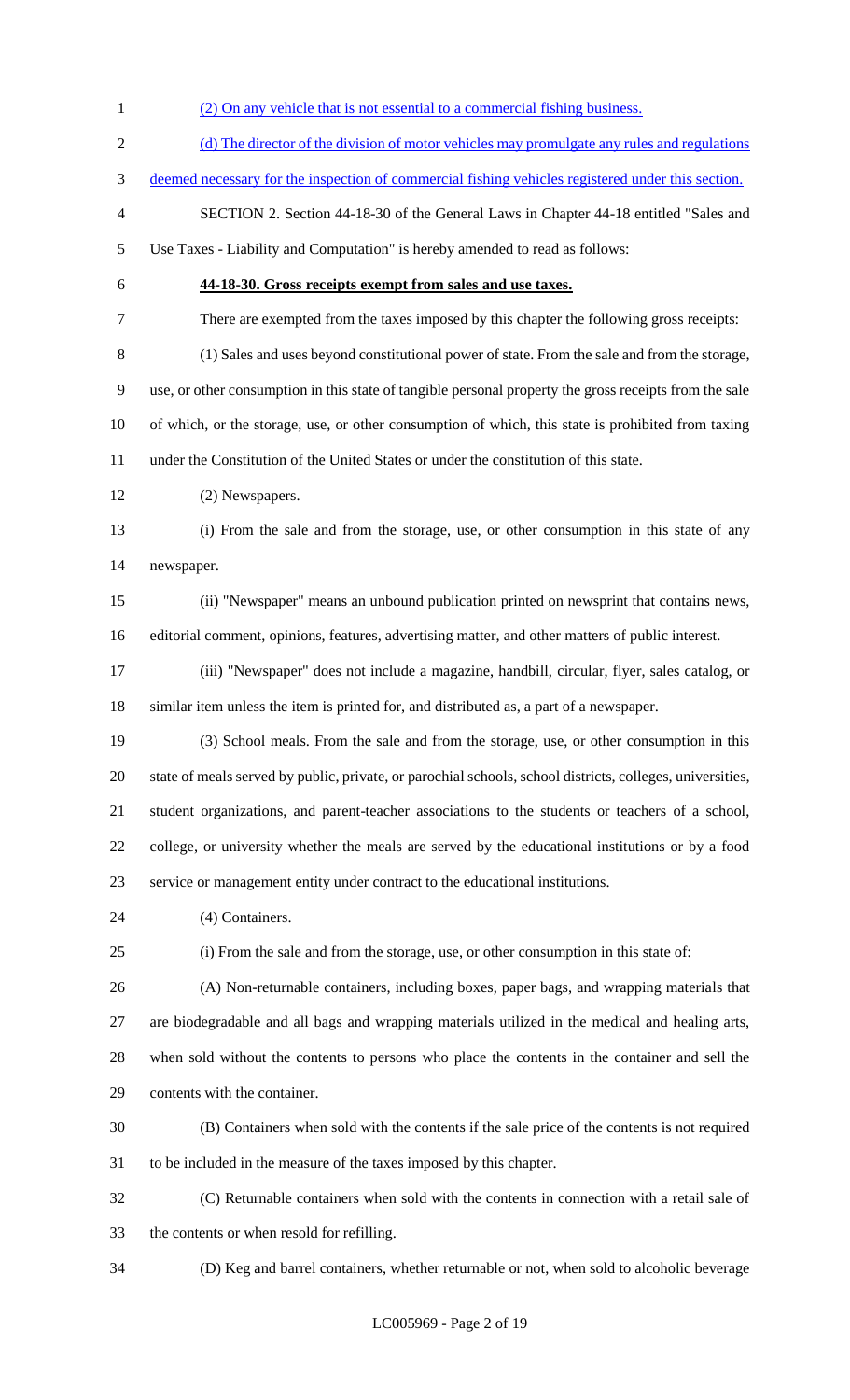(2) On any vehicle that is not essential to a commercial fishing business.

(d) The director of the division of motor vehicles may promulgate any rules and regulations deemed necessary for the inspection of commercial fishing vehicles registered under this section.

SECTION 2. Section 44-18-30 of the General Laws in Chapter 44-18 entitled "Sales and Use Taxes - Liability and Computation" is hereby amended to read as follows:

**44-18-30. Gross receipts exempt from sales and use taxes.**

There are exempted from the taxes imposed by this chapter the following gross receipts:

(1) Sales and uses beyond constitutional power of state. From the sale and from the storage, use, or other consumption in this state of tangible personal property the gross receipts from the sale of which, or the storage, use, or other consumption of which, this state is prohibited from taxing under the Constitution of the United States or under the constitution of this state.

(2) Newspapers.

(i) From the sale and from the storage, use, or other consumption in this state of any newspaper.

(ii) "Newspaper" means an unbound publication printed on newsprint that contains news, editorial comment, opinions, features, advertising matter, and other matters of public interest.

(iii) "Newspaper" does not include a magazine, handbill, circular, flyer, sales catalog, or similar item unless the item is printed for, and distributed as, a part of a newspaper.

(3) School meals. From the sale and from the storage, use, or other consumption in this state of meals served by public, private, or parochial schools, school districts, colleges, universities, student organizations, and parent-teacher associations to the students or teachers of a school, college, or university whether the meals are served by the educational institutions or by a food service or management entity under contract to the educational institutions.

(4) Containers.

(i) From the sale and from the storage, use, or other consumption in this state of:

(A) Non-returnable containers, including boxes, paper bags, and wrapping materials that are biodegradable and all bags and wrapping materials utilized in the medical and healing arts, when sold without the contents to persons who place the contents in the container and sell the contents with the container.

(B) Containers when sold with the contents if the sale price of the contents is not required to be included in the measure of the taxes imposed by this chapter.

(C) Returnable containers when sold with the contents in connection with a retail sale of the contents or when resold for refilling.

(D) Keg and barrel containers, whether returnable or not, when sold to alcoholic beverage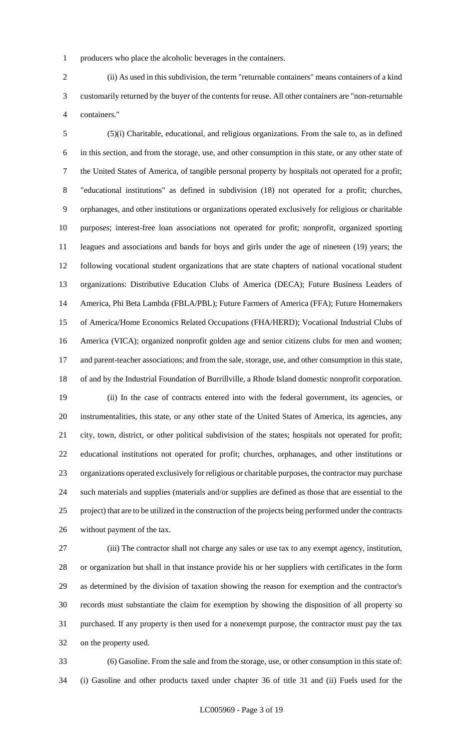producers who place the alcoholic beverages in the containers.

(ii) As used in this subdivision, the term "returnable containers" means containers of a kind customarily returned by the buyer of the contents for reuse. All other containers are "non-returnable containers."

(5)(i) Charitable, educational, and religious organizations. From the sale to, as in defined in this section, and from the storage, use, and other consumption in this state, or any other state of the United States of America, of tangible personal property by hospitals not operated for a profit; "educational institutions" as defined in subdivision (18) not operated for a profit; churches, orphanages, and other institutions or organizations operated exclusively for religious or charitable purposes; interest-free loan associations not operated for profit; nonprofit, organized sporting leagues and associations and bands for boys and girls under the age of nineteen (19) years; the following vocational student organizations that are state chapters of national vocational student organizations: Distributive Education Clubs of America (DECA); Future Business Leaders of America, Phi Beta Lambda (FBLA/PBL); Future Farmers of America (FFA); Future Homemakers of America/Home Economics Related Occupations (FHA/HERD); Vocational Industrial Clubs of America (VICA); organized nonprofit golden age and senior citizens clubs for men and women; and parent-teacher associations; and from the sale, storage, use, and other consumption in this state, of and by the Industrial Foundation of Burrillville, a Rhode Island domestic nonprofit corporation.

(ii) In the case of contracts entered into with the federal government, its agencies, or instrumentalities, this state, or any other state of the United States of America, its agencies, any city, town, district, or other political subdivision of the states; hospitals not operated for profit; educational institutions not operated for profit; churches, orphanages, and other institutions or organizations operated exclusively for religious or charitable purposes, the contractor may purchase such materials and supplies (materials and/or supplies are defined as those that are essential to the project) that are to be utilized in the construction of the projects being performed under the contracts without payment of the tax.

(iii) The contractor shall not charge any sales or use tax to any exempt agency, institution, or organization but shall in that instance provide his or her suppliers with certificates in the form as determined by the division of taxation showing the reason for exemption and the contractor's records must substantiate the claim for exemption by showing the disposition of all property so purchased. If any property is then used for a nonexempt purpose, the contractor must pay the tax on the property used.

(6) Gasoline. From the sale and from the storage, use, or other consumption in this state of: (i) Gasoline and other products taxed under chapter 36 of title 31 and (ii) Fuels used for the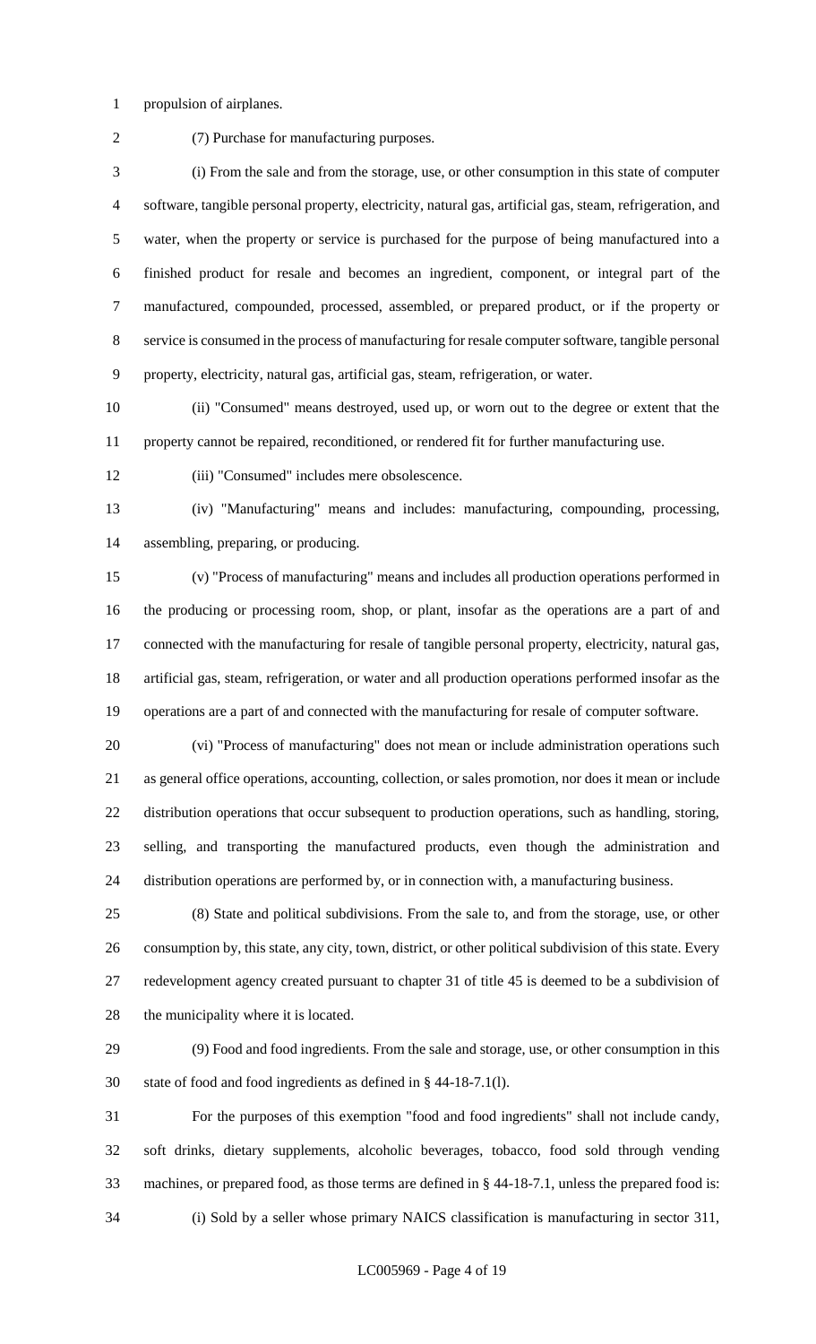propulsion of airplanes.

(7) Purchase for manufacturing purposes.

(i) From the sale and from the storage, use, or other consumption in this state of computer software, tangible personal property, electricity, natural gas, artificial gas, steam, refrigeration, and water, when the property or service is purchased for the purpose of being manufactured into a finished product for resale and becomes an ingredient, component, or integral part of the manufactured, compounded, processed, assembled, or prepared product, or if the property or service is consumed in the process of manufacturing for resale computer software, tangible personal property, electricity, natural gas, artificial gas, steam, refrigeration, or water.

(ii) "Consumed" means destroyed, used up, or worn out to the degree or extent that the property cannot be repaired, reconditioned, or rendered fit for further manufacturing use.

(iii) "Consumed" includes mere obsolescence.

(iv) "Manufacturing" means and includes: manufacturing, compounding, processing, assembling, preparing, or producing.

(v) "Process of manufacturing" means and includes all production operations performed in the producing or processing room, shop, or plant, insofar as the operations are a part of and connected with the manufacturing for resale of tangible personal property, electricity, natural gas, artificial gas, steam, refrigeration, or water and all production operations performed insofar as the operations are a part of and connected with the manufacturing for resale of computer software.

(vi) "Process of manufacturing" does not mean or include administration operations such as general office operations, accounting, collection, or sales promotion, nor does it mean or include distribution operations that occur subsequent to production operations, such as handling, storing, selling, and transporting the manufactured products, even though the administration and distribution operations are performed by, or in connection with, a manufacturing business.

(8) State and political subdivisions. From the sale to, and from the storage, use, or other consumption by, this state, any city, town, district, or other political subdivision of this state. Every redevelopment agency created pursuant to chapter 31 of title 45 is deemed to be a subdivision of the municipality where it is located.

(9) Food and food ingredients. From the sale and storage, use, or other consumption in this state of food and food ingredients as defined in § 44-18-7.1(l).

For the purposes of this exemption "food and food ingredients" shall not include candy, soft drinks, dietary supplements, alcoholic beverages, tobacco, food sold through vending machines, or prepared food, as those terms are defined in § 44-18-7.1, unless the prepared food is:

(i) Sold by a seller whose primary NAICS classification is manufacturing in sector 311,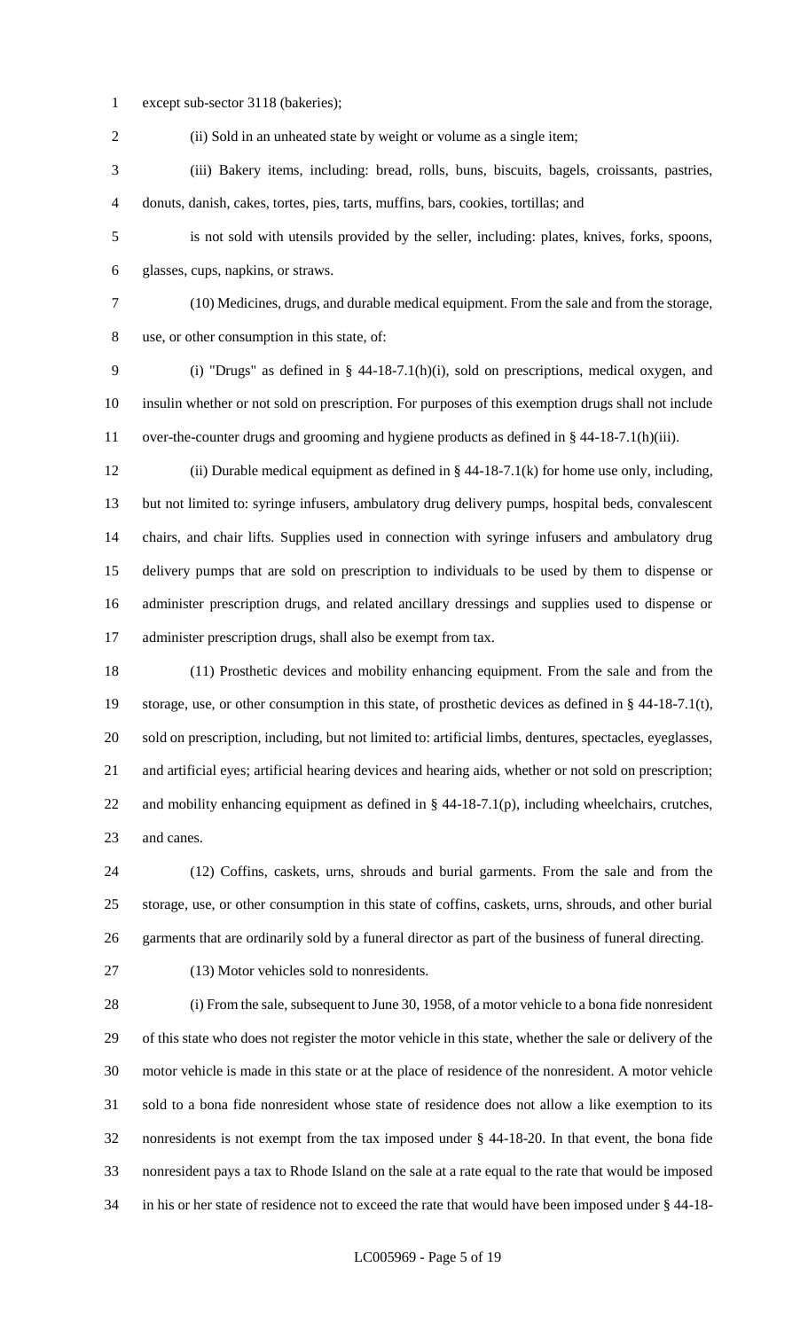except sub-sector 3118 (bakeries);

(ii) Sold in an unheated state by weight or volume as a single item;

(iii) Bakery items, including: bread, rolls, buns, biscuits, bagels, croissants, pastries, donuts, danish, cakes, tortes, pies, tarts, muffins, bars, cookies, tortillas; and

is not sold with utensils provided by the seller, including: plates, knives, forks, spoons, glasses, cups, napkins, or straws.

(10) Medicines, drugs, and durable medical equipment. From the sale and from the storage, use, or other consumption in this state, of:

(i) "Drugs" as defined in § 44-18-7.1(h)(i), sold on prescriptions, medical oxygen, and insulin whether or not sold on prescription. For purposes of this exemption drugs shall not include over-the-counter drugs and grooming and hygiene products as defined in § 44-18-7.1(h)(iii).

(ii) Durable medical equipment as defined in § 44-18-7.1(k) for home use only, including, but not limited to: syringe infusers, ambulatory drug delivery pumps, hospital beds, convalescent chairs, and chair lifts. Supplies used in connection with syringe infusers and ambulatory drug delivery pumps that are sold on prescription to individuals to be used by them to dispense or administer prescription drugs, and related ancillary dressings and supplies used to dispense or administer prescription drugs, shall also be exempt from tax.

(11) Prosthetic devices and mobility enhancing equipment. From the sale and from the storage, use, or other consumption in this state, of prosthetic devices as defined in § 44-18-7.1(t), sold on prescription, including, but not limited to: artificial limbs, dentures, spectacles, eyeglasses, and artificial eyes; artificial hearing devices and hearing aids, whether or not sold on prescription; and mobility enhancing equipment as defined in § 44-18-7.1(p), including wheelchairs, crutches, and canes.

(12) Coffins, caskets, urns, shrouds and burial garments. From the sale and from the storage, use, or other consumption in this state of coffins, caskets, urns, shrouds, and other burial garments that are ordinarily sold by a funeral director as part of the business of funeral directing.

(13) Motor vehicles sold to nonresidents.

(i) From the sale, subsequent to June 30, 1958, of a motor vehicle to a bona fide nonresident of this state who does not register the motor vehicle in this state, whether the sale or delivery of the motor vehicle is made in this state or at the place of residence of the nonresident. A motor vehicle sold to a bona fide nonresident whose state of residence does not allow a like exemption to its nonresidents is not exempt from the tax imposed under § 44-18-20. In that event, the bona fide nonresident pays a tax to Rhode Island on the sale at a rate equal to the rate that would be imposed in his or her state of residence not to exceed the rate that would have been imposed under § 44-18-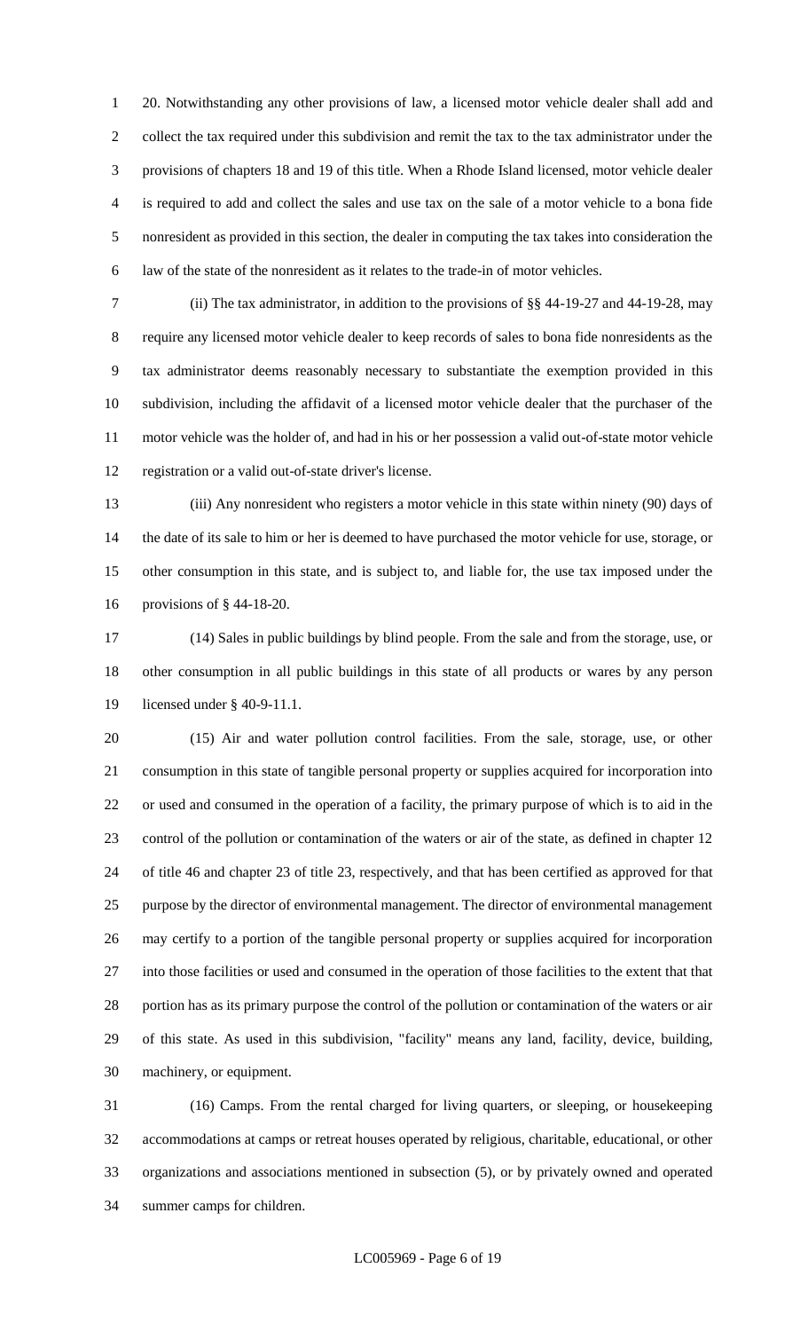20. Notwithstanding any other provisions of law, a licensed motor vehicle dealer shall add and collect the tax required under this subdivision and remit the tax to the tax administrator under the provisions of chapters 18 and 19 of this title. When a Rhode Island licensed, motor vehicle dealer is required to add and collect the sales and use tax on the sale of a motor vehicle to a bona fide nonresident as provided in this section, the dealer in computing the tax takes into consideration the law of the state of the nonresident as it relates to the trade-in of motor vehicles.

(ii) The tax administrator, in addition to the provisions of §§ 44-19-27 and 44-19-28, may require any licensed motor vehicle dealer to keep records of sales to bona fide nonresidents as the tax administrator deems reasonably necessary to substantiate the exemption provided in this subdivision, including the affidavit of a licensed motor vehicle dealer that the purchaser of the motor vehicle was the holder of, and had in his or her possession a valid out-of-state motor vehicle registration or a valid out-of-state driver's license.

(iii) Any nonresident who registers a motor vehicle in this state within ninety (90) days of the date of its sale to him or her is deemed to have purchased the motor vehicle for use, storage, or other consumption in this state, and is subject to, and liable for, the use tax imposed under the provisions of § 44-18-20.

(14) Sales in public buildings by blind people. From the sale and from the storage, use, or other consumption in all public buildings in this state of all products or wares by any person licensed under § 40-9-11.1.

(15) Air and water pollution control facilities. From the sale, storage, use, or other consumption in this state of tangible personal property or supplies acquired for incorporation into or used and consumed in the operation of a facility, the primary purpose of which is to aid in the control of the pollution or contamination of the waters or air of the state, as defined in chapter 12 of title 46 and chapter 23 of title 23, respectively, and that has been certified as approved for that purpose by the director of environmental management. The director of environmental management may certify to a portion of the tangible personal property or supplies acquired for incorporation into those facilities or used and consumed in the operation of those facilities to the extent that that portion has as its primary purpose the control of the pollution or contamination of the waters or air of this state. As used in this subdivision, "facility" means any land, facility, device, building, machinery, or equipment.

(16) Camps. From the rental charged for living quarters, or sleeping, or housekeeping accommodations at camps or retreat houses operated by religious, charitable, educational, or other organizations and associations mentioned in subsection (5), or by privately owned and operated summer camps for children.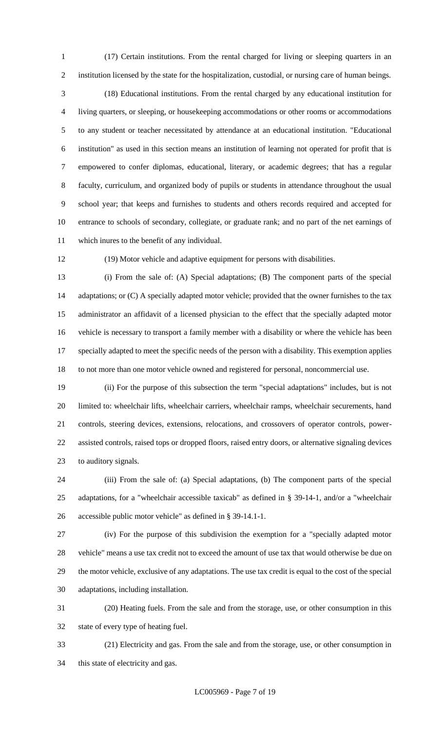(17) Certain institutions. From the rental charged for living or sleeping quarters in an institution licensed by the state for the hospitalization, custodial, or nursing care of human beings.

(18) Educational institutions. From the rental charged by any educational institution for living quarters, or sleeping, or housekeeping accommodations or other rooms or accommodations to any student or teacher necessitated by attendance at an educational institution. "Educational institution" as used in this section means an institution of learning not operated for profit that is empowered to confer diplomas, educational, literary, or academic degrees; that has a regular faculty, curriculum, and organized body of pupils or students in attendance throughout the usual school year; that keeps and furnishes to students and others records required and accepted for entrance to schools of secondary, collegiate, or graduate rank; and no part of the net earnings of which inures to the benefit of any individual.

(19) Motor vehicle and adaptive equipment for persons with disabilities.

(i) From the sale of: (A) Special adaptations; (B) The component parts of the special adaptations; or (C) A specially adapted motor vehicle; provided that the owner furnishes to the tax administrator an affidavit of a licensed physician to the effect that the specially adapted motor vehicle is necessary to transport a family member with a disability or where the vehicle has been specially adapted to meet the specific needs of the person with a disability. This exemption applies to not more than one motor vehicle owned and registered for personal, noncommercial use.

(ii) For the purpose of this subsection the term "special adaptations" includes, but is not limited to: wheelchair lifts, wheelchair carriers, wheelchair ramps, wheelchair securements, hand controls, steering devices, extensions, relocations, and crossovers of operator controls, power-assisted controls, raised tops or dropped floors, raised entry doors, or alternative signaling devices to auditory signals.

(iii) From the sale of: (a) Special adaptations, (b) The component parts of the special adaptations, for a "wheelchair accessible taxicab" as defined in § 39-14-1, and/or a "wheelchair accessible public motor vehicle" as defined in § 39-14.1-1.

(iv) For the purpose of this subdivision the exemption for a "specially adapted motor vehicle" means a use tax credit not to exceed the amount of use tax that would otherwise be due on the motor vehicle, exclusive of any adaptations. The use tax credit is equal to the cost of the special adaptations, including installation.

(20) Heating fuels. From the sale and from the storage, use, or other consumption in this state of every type of heating fuel.

(21) Electricity and gas. From the sale and from the storage, use, or other consumption in this state of electricity and gas.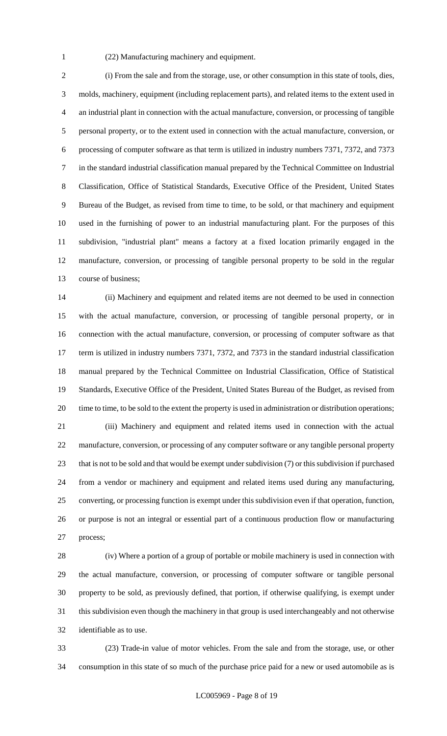(22) Manufacturing machinery and equipment.

(i) From the sale and from the storage, use, or other consumption in this state of tools, dies, molds, machinery, equipment (including replacement parts), and related items to the extent used in an industrial plant in connection with the actual manufacture, conversion, or processing of tangible personal property, or to the extent used in connection with the actual manufacture, conversion, or processing of computer software as that term is utilized in industry numbers 7371, 7372, and 7373 in the standard industrial classification manual prepared by the Technical Committee on Industrial Classification, Office of Statistical Standards, Executive Office of the President, United States Bureau of the Budget, as revised from time to time, to be sold, or that machinery and equipment used in the furnishing of power to an industrial manufacturing plant. For the purposes of this subdivision, "industrial plant" means a factory at a fixed location primarily engaged in the manufacture, conversion, or processing of tangible personal property to be sold in the regular course of business;

(ii) Machinery and equipment and related items are not deemed to be used in connection with the actual manufacture, conversion, or processing of tangible personal property, or in connection with the actual manufacture, conversion, or processing of computer software as that term is utilized in industry numbers 7371, 7372, and 7373 in the standard industrial classification manual prepared by the Technical Committee on Industrial Classification, Office of Statistical Standards, Executive Office of the President, United States Bureau of the Budget, as revised from time to time, to be sold to the extent the property is used in administration or distribution operations;

(iii) Machinery and equipment and related items used in connection with the actual manufacture, conversion, or processing of any computer software or any tangible personal property that is not to be sold and that would be exempt under subdivision (7) or this subdivision if purchased from a vendor or machinery and equipment and related items used during any manufacturing, converting, or processing function is exempt under this subdivision even if that operation, function, or purpose is not an integral or essential part of a continuous production flow or manufacturing process;

(iv) Where a portion of a group of portable or mobile machinery is used in connection with the actual manufacture, conversion, or processing of computer software or tangible personal property to be sold, as previously defined, that portion, if otherwise qualifying, is exempt under this subdivision even though the machinery in that group is used interchangeably and not otherwise identifiable as to use.

(23) Trade-in value of motor vehicles. From the sale and from the storage, use, or other consumption in this state of so much of the purchase price paid for a new or used automobile as is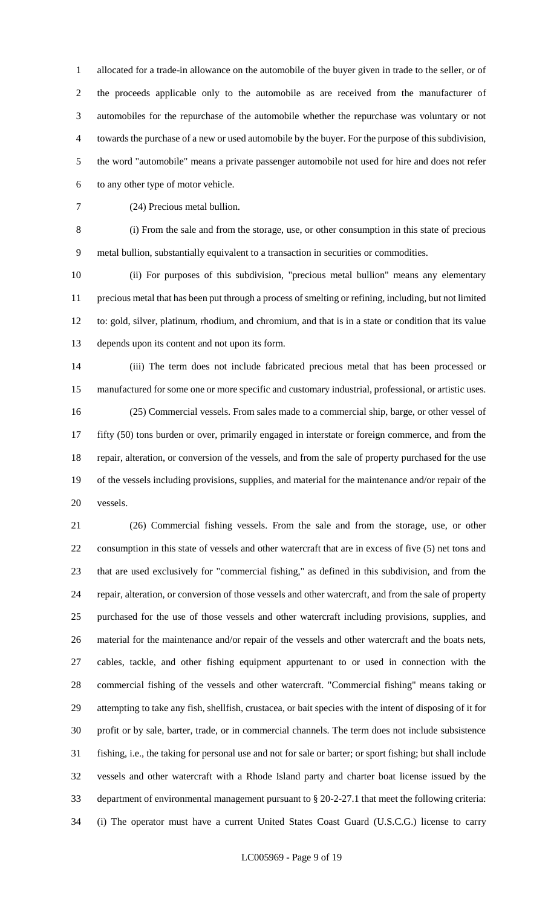allocated for a trade-in allowance on the automobile of the buyer given in trade to the seller, or of the proceeds applicable only to the automobile as are received from the manufacturer of automobiles for the repurchase of the automobile whether the repurchase was voluntary or not towards the purchase of a new or used automobile by the buyer. For the purpose of this subdivision, the word "automobile" means a private passenger automobile not used for hire and does not refer to any other type of motor vehicle.

(24) Precious metal bullion.

(i) From the sale and from the storage, use, or other consumption in this state of precious metal bullion, substantially equivalent to a transaction in securities or commodities.

(ii) For purposes of this subdivision, "precious metal bullion" means any elementary precious metal that has been put through a process of smelting or refining, including, but not limited to: gold, silver, platinum, rhodium, and chromium, and that is in a state or condition that its value depends upon its content and not upon its form.

(iii) The term does not include fabricated precious metal that has been processed or manufactured for some one or more specific and customary industrial, professional, or artistic uses.

(25) Commercial vessels. From sales made to a commercial ship, barge, or other vessel of fifty (50) tons burden or over, primarily engaged in interstate or foreign commerce, and from the repair, alteration, or conversion of the vessels, and from the sale of property purchased for the use of the vessels including provisions, supplies, and material for the maintenance and/or repair of the vessels.

(26) Commercial fishing vessels. From the sale and from the storage, use, or other consumption in this state of vessels and other watercraft that are in excess of five (5) net tons and that are used exclusively for "commercial fishing," as defined in this subdivision, and from the repair, alteration, or conversion of those vessels and other watercraft, and from the sale of property purchased for the use of those vessels and other watercraft including provisions, supplies, and material for the maintenance and/or repair of the vessels and other watercraft and the boats nets, cables, tackle, and other fishing equipment appurtenant to or used in connection with the commercial fishing of the vessels and other watercraft. "Commercial fishing" means taking or attempting to take any fish, shellfish, crustacea, or bait species with the intent of disposing of it for profit or by sale, barter, trade, or in commercial channels. The term does not include subsistence fishing, i.e., the taking for personal use and not for sale or barter; or sport fishing; but shall include vessels and other watercraft with a Rhode Island party and charter boat license issued by the department of environmental management pursuant to § 20-2-27.1 that meet the following criteria: (i) The operator must have a current United States Coast Guard (U.S.C.G.) license to carry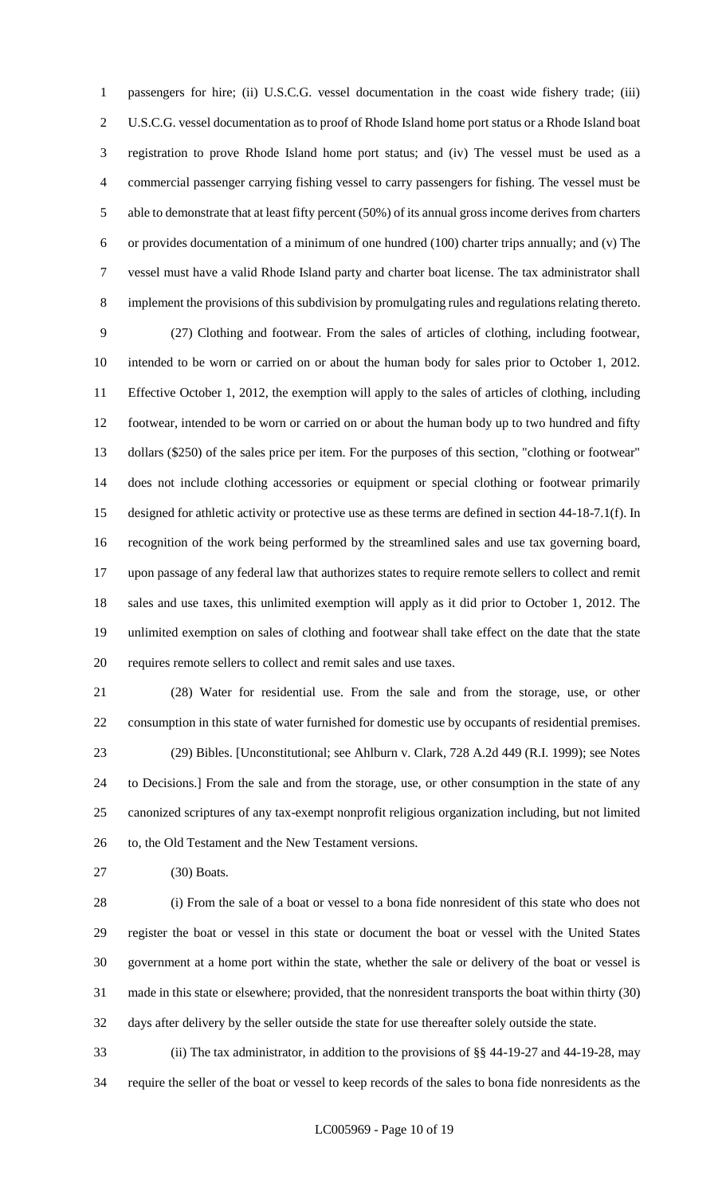passengers for hire; (ii) U.S.C.G. vessel documentation in the coast wide fishery trade; (iii) U.S.C.G. vessel documentation as to proof of Rhode Island home port status or a Rhode Island boat registration to prove Rhode Island home port status; and (iv) The vessel must be used as a commercial passenger carrying fishing vessel to carry passengers for fishing. The vessel must be able to demonstrate that at least fifty percent (50%) of its annual gross income derives from charters or provides documentation of a minimum of one hundred (100) charter trips annually; and (v) The vessel must have a valid Rhode Island party and charter boat license. The tax administrator shall implement the provisions of this subdivision by promulgating rules and regulations relating thereto.

(27) Clothing and footwear. From the sales of articles of clothing, including footwear, intended to be worn or carried on or about the human body for sales prior to October 1, 2012. Effective October 1, 2012, the exemption will apply to the sales of articles of clothing, including footwear, intended to be worn or carried on or about the human body up to two hundred and fifty dollars ($250) of the sales price per item. For the purposes of this section, "clothing or footwear" does not include clothing accessories or equipment or special clothing or footwear primarily designed for athletic activity or protective use as these terms are defined in section 44-18-7.1(f). In recognition of the work being performed by the streamlined sales and use tax governing board, upon passage of any federal law that authorizes states to require remote sellers to collect and remit sales and use taxes, this unlimited exemption will apply as it did prior to October 1, 2012. The unlimited exemption on sales of clothing and footwear shall take effect on the date that the state requires remote sellers to collect and remit sales and use taxes.

(28) Water for residential use. From the sale and from the storage, use, or other consumption in this state of water furnished for domestic use by occupants of residential premises.

(29) Bibles. [Unconstitutional; see Ahlburn v. Clark, 728 A.2d 449 (R.I. 1999); see Notes to Decisions.] From the sale and from the storage, use, or other consumption in the state of any canonized scriptures of any tax-exempt nonprofit religious organization including, but not limited to, the Old Testament and the New Testament versions.

(30) Boats.

(i) From the sale of a boat or vessel to a bona fide nonresident of this state who does not register the boat or vessel in this state or document the boat or vessel with the United States government at a home port within the state, whether the sale or delivery of the boat or vessel is made in this state or elsewhere; provided, that the nonresident transports the boat within thirty (30) days after delivery by the seller outside the state for use thereafter solely outside the state.

(ii) The tax administrator, in addition to the provisions of §§ 44-19-27 and 44-19-28, may require the seller of the boat or vessel to keep records of the sales to bona fide nonresidents as the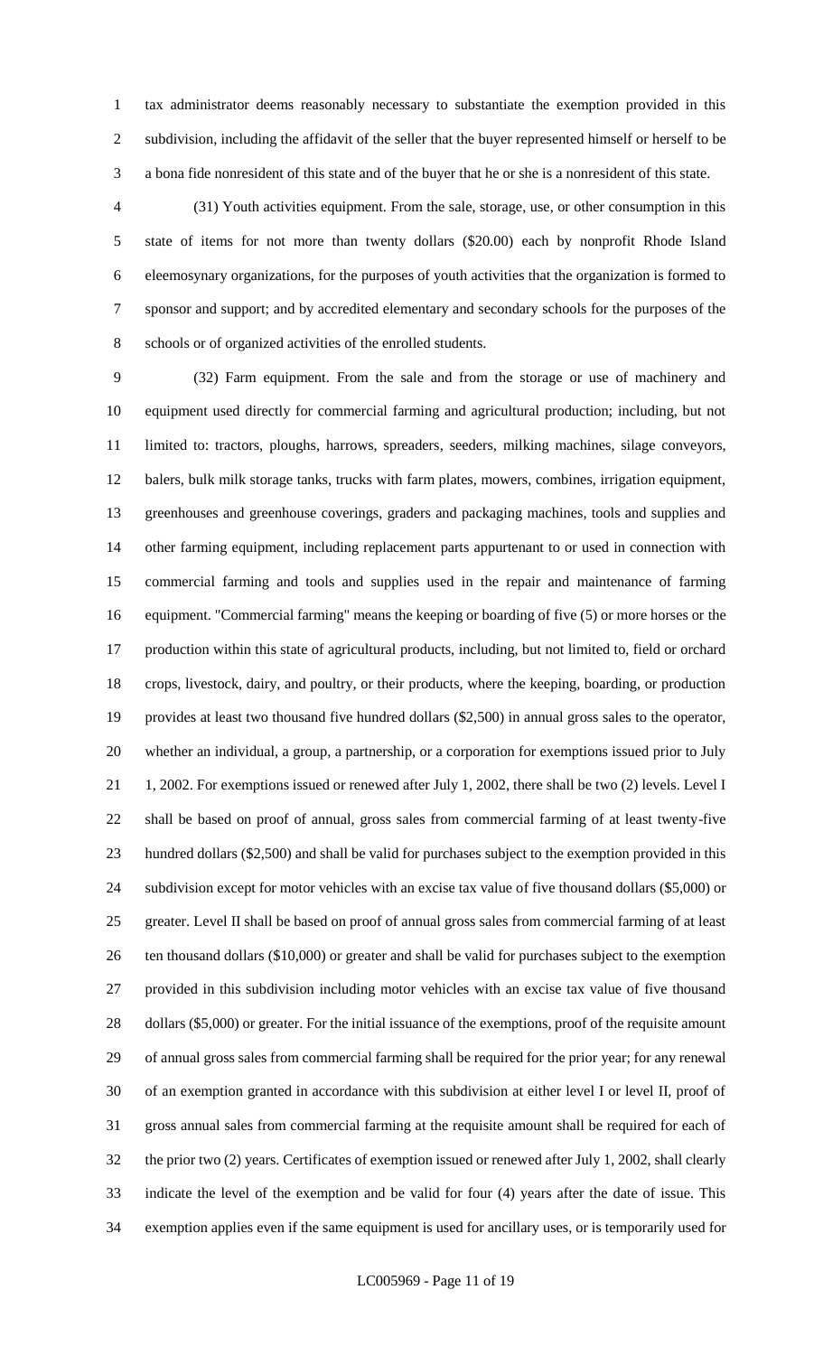tax administrator deems reasonably necessary to substantiate the exemption provided in this subdivision, including the affidavit of the seller that the buyer represented himself or herself to be a bona fide nonresident of this state and of the buyer that he or she is a nonresident of this state.

(31) Youth activities equipment. From the sale, storage, use, or other consumption in this state of items for not more than twenty dollars ($20.00) each by nonprofit Rhode Island eleemosynary organizations, for the purposes of youth activities that the organization is formed to sponsor and support; and by accredited elementary and secondary schools for the purposes of the schools or of organized activities of the enrolled students.

(32) Farm equipment. From the sale and from the storage or use of machinery and equipment used directly for commercial farming and agricultural production; including, but not limited to: tractors, ploughs, harrows, spreaders, seeders, milking machines, silage conveyors, balers, bulk milk storage tanks, trucks with farm plates, mowers, combines, irrigation equipment, greenhouses and greenhouse coverings, graders and packaging machines, tools and supplies and other farming equipment, including replacement parts appurtenant to or used in connection with commercial farming and tools and supplies used in the repair and maintenance of farming equipment. "Commercial farming" means the keeping or boarding of five (5) or more horses or the production within this state of agricultural products, including, but not limited to, field or orchard crops, livestock, dairy, and poultry, or their products, where the keeping, boarding, or production provides at least two thousand five hundred dollars ($2,500) in annual gross sales to the operator, whether an individual, a group, a partnership, or a corporation for exemptions issued prior to July 1, 2002. For exemptions issued or renewed after July 1, 2002, there shall be two (2) levels. Level I shall be based on proof of annual, gross sales from commercial farming of at least twenty-five hundred dollars ($2,500) and shall be valid for purchases subject to the exemption provided in this subdivision except for motor vehicles with an excise tax value of five thousand dollars ($5,000) or greater. Level II shall be based on proof of annual gross sales from commercial farming of at least ten thousand dollars ($10,000) or greater and shall be valid for purchases subject to the exemption provided in this subdivision including motor vehicles with an excise tax value of five thousand dollars ($5,000) or greater. For the initial issuance of the exemptions, proof of the requisite amount of annual gross sales from commercial farming shall be required for the prior year; for any renewal of an exemption granted in accordance with this subdivision at either level I or level II, proof of gross annual sales from commercial farming at the requisite amount shall be required for each of the prior two (2) years. Certificates of exemption issued or renewed after July 1, 2002, shall clearly indicate the level of the exemption and be valid for four (4) years after the date of issue. This exemption applies even if the same equipment is used for ancillary uses, or is temporarily used for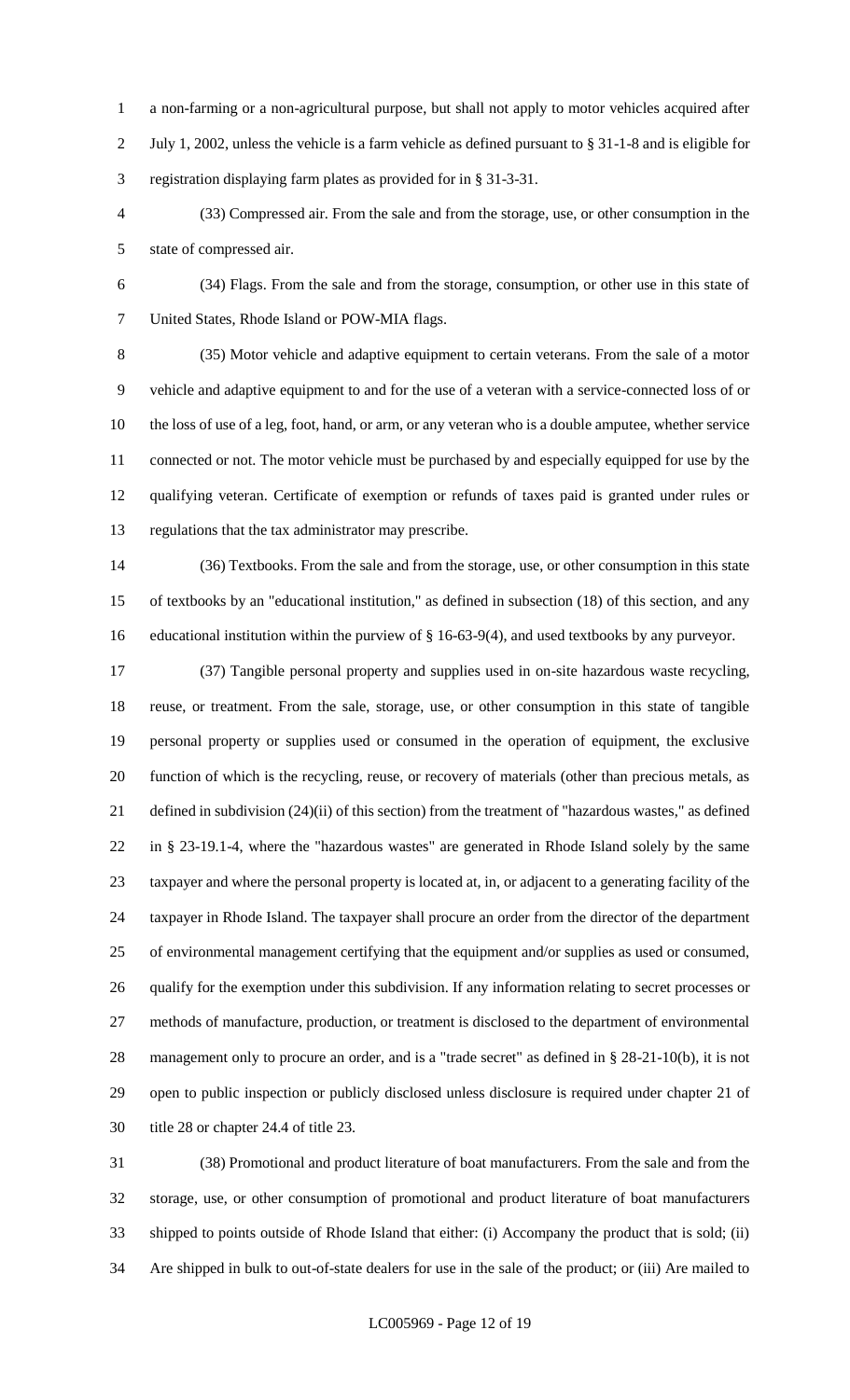a non-farming or a non-agricultural purpose, but shall not apply to motor vehicles acquired after July 1, 2002, unless the vehicle is a farm vehicle as defined pursuant to § 31-1-8 and is eligible for registration displaying farm plates as provided for in § 31-3-31.

(33) Compressed air. From the sale and from the storage, use, or other consumption in the state of compressed air.

(34) Flags. From the sale and from the storage, consumption, or other use in this state of United States, Rhode Island or POW-MIA flags.

(35) Motor vehicle and adaptive equipment to certain veterans. From the sale of a motor vehicle and adaptive equipment to and for the use of a veteran with a service-connected loss of or the loss of use of a leg, foot, hand, or arm, or any veteran who is a double amputee, whether service connected or not. The motor vehicle must be purchased by and especially equipped for use by the qualifying veteran. Certificate of exemption or refunds of taxes paid is granted under rules or regulations that the tax administrator may prescribe.

(36) Textbooks. From the sale and from the storage, use, or other consumption in this state of textbooks by an "educational institution," as defined in subsection (18) of this section, and any educational institution within the purview of § 16-63-9(4), and used textbooks by any purveyor.

(37) Tangible personal property and supplies used in on-site hazardous waste recycling, reuse, or treatment. From the sale, storage, use, or other consumption in this state of tangible personal property or supplies used or consumed in the operation of equipment, the exclusive function of which is the recycling, reuse, or recovery of materials (other than precious metals, as defined in subdivision (24)(ii) of this section) from the treatment of "hazardous wastes," as defined in § 23-19.1-4, where the "hazardous wastes" are generated in Rhode Island solely by the same taxpayer and where the personal property is located at, in, or adjacent to a generating facility of the taxpayer in Rhode Island. The taxpayer shall procure an order from the director of the department of environmental management certifying that the equipment and/or supplies as used or consumed, qualify for the exemption under this subdivision. If any information relating to secret processes or methods of manufacture, production, or treatment is disclosed to the department of environmental management only to procure an order, and is a "trade secret" as defined in § 28-21-10(b), it is not open to public inspection or publicly disclosed unless disclosure is required under chapter 21 of title 28 or chapter 24.4 of title 23.

(38) Promotional and product literature of boat manufacturers. From the sale and from the storage, use, or other consumption of promotional and product literature of boat manufacturers shipped to points outside of Rhode Island that either: (i) Accompany the product that is sold; (ii) Are shipped in bulk to out-of-state dealers for use in the sale of the product; or (iii) Are mailed to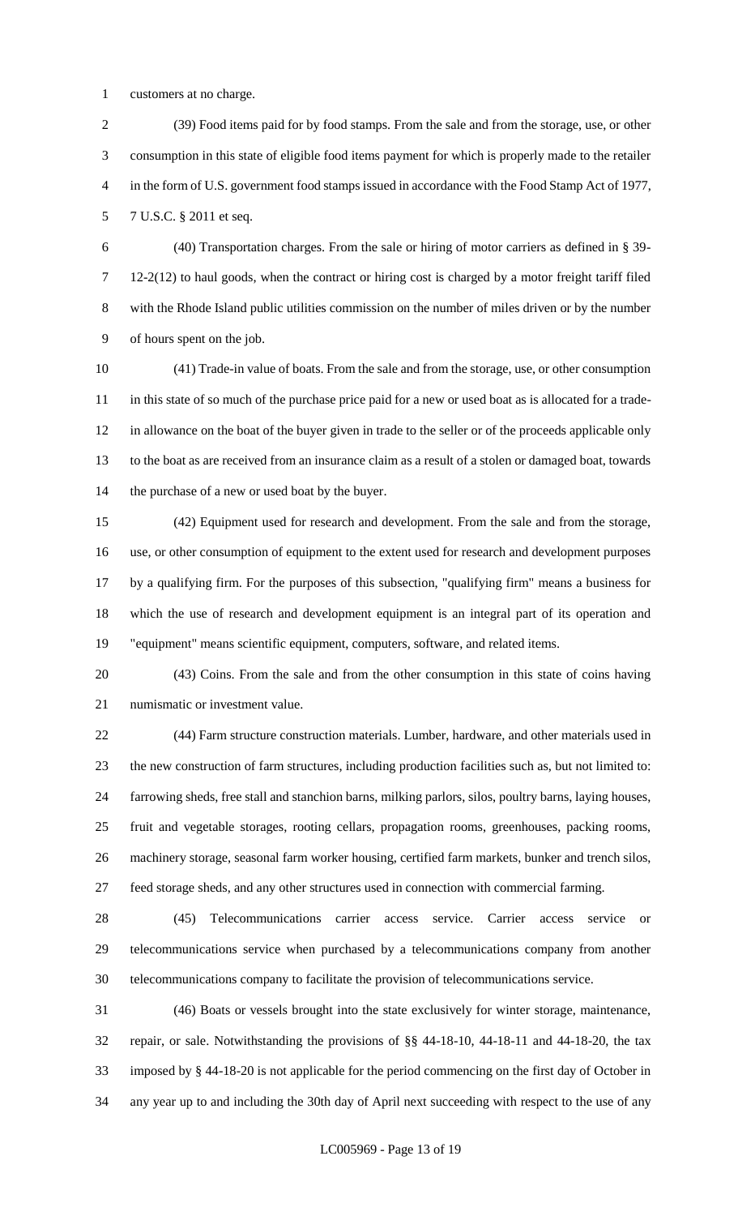customers at no charge.

(39) Food items paid for by food stamps. From the sale and from the storage, use, or other consumption in this state of eligible food items payment for which is properly made to the retailer in the form of U.S. government food stamps issued in accordance with the Food Stamp Act of 1977, 7 U.S.C. § 2011 et seq.

(40) Transportation charges. From the sale or hiring of motor carriers as defined in § 39-12-2(12) to haul goods, when the contract or hiring cost is charged by a motor freight tariff filed with the Rhode Island public utilities commission on the number of miles driven or by the number of hours spent on the job.

(41) Trade-in value of boats. From the sale and from the storage, use, or other consumption in this state of so much of the purchase price paid for a new or used boat as is allocated for a trade-in allowance on the boat of the buyer given in trade to the seller or of the proceeds applicable only to the boat as are received from an insurance claim as a result of a stolen or damaged boat, towards the purchase of a new or used boat by the buyer.

(42) Equipment used for research and development. From the sale and from the storage, use, or other consumption of equipment to the extent used for research and development purposes by a qualifying firm. For the purposes of this subsection, "qualifying firm" means a business for which the use of research and development equipment is an integral part of its operation and "equipment" means scientific equipment, computers, software, and related items.

(43) Coins. From the sale and from the other consumption in this state of coins having numismatic or investment value.

(44) Farm structure construction materials. Lumber, hardware, and other materials used in the new construction of farm structures, including production facilities such as, but not limited to: farrowing sheds, free stall and stanchion barns, milking parlors, silos, poultry barns, laying houses, fruit and vegetable storages, rooting cellars, propagation rooms, greenhouses, packing rooms, machinery storage, seasonal farm worker housing, certified farm markets, bunker and trench silos, feed storage sheds, and any other structures used in connection with commercial farming.

(45) Telecommunications carrier access service. Carrier access service or telecommunications service when purchased by a telecommunications company from another telecommunications company to facilitate the provision of telecommunications service.

(46) Boats or vessels brought into the state exclusively for winter storage, maintenance, repair, or sale. Notwithstanding the provisions of §§ 44-18-10, 44-18-11 and 44-18-20, the tax imposed by § 44-18-20 is not applicable for the period commencing on the first day of October in any year up to and including the 30th day of April next succeeding with respect to the use of any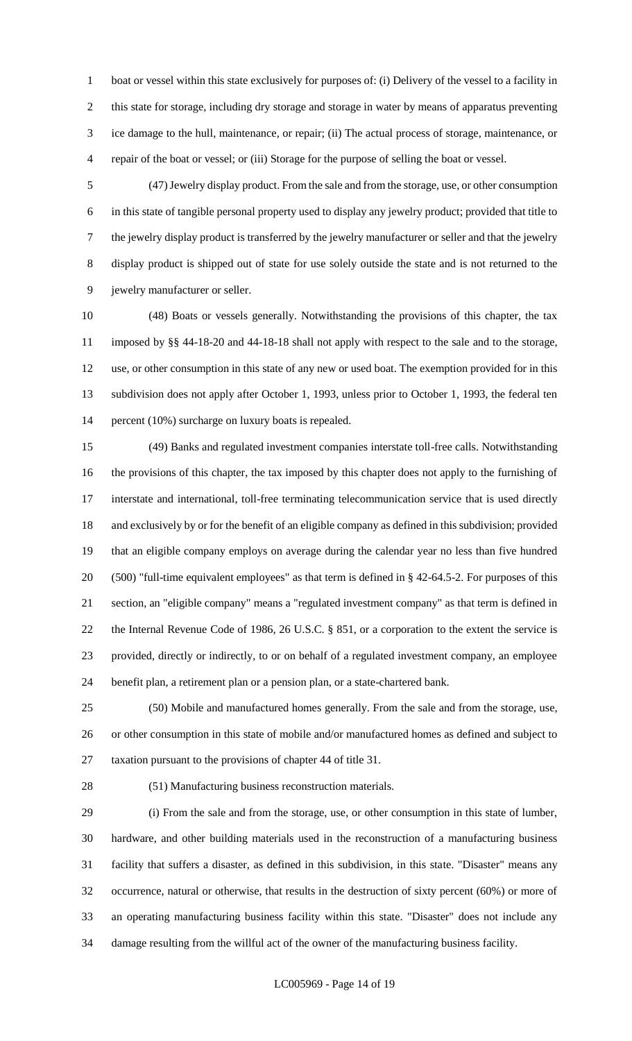boat or vessel within this state exclusively for purposes of: (i) Delivery of the vessel to a facility in this state for storage, including dry storage and storage in water by means of apparatus preventing ice damage to the hull, maintenance, or repair; (ii) The actual process of storage, maintenance, or repair of the boat or vessel; or (iii) Storage for the purpose of selling the boat or vessel.

(47) Jewelry display product. From the sale and from the storage, use, or other consumption in this state of tangible personal property used to display any jewelry product; provided that title to the jewelry display product is transferred by the jewelry manufacturer or seller and that the jewelry display product is shipped out of state for use solely outside the state and is not returned to the jewelry manufacturer or seller.

(48) Boats or vessels generally. Notwithstanding the provisions of this chapter, the tax imposed by §§ 44-18-20 and 44-18-18 shall not apply with respect to the sale and to the storage, use, or other consumption in this state of any new or used boat. The exemption provided for in this subdivision does not apply after October 1, 1993, unless prior to October 1, 1993, the federal ten percent (10%) surcharge on luxury boats is repealed.

(49) Banks and regulated investment companies interstate toll-free calls. Notwithstanding the provisions of this chapter, the tax imposed by this chapter does not apply to the furnishing of interstate and international, toll-free terminating telecommunication service that is used directly and exclusively by or for the benefit of an eligible company as defined in this subdivision; provided that an eligible company employs on average during the calendar year no less than five hundred (500) "full-time equivalent employees" as that term is defined in § 42-64.5-2. For purposes of this section, an "eligible company" means a "regulated investment company" as that term is defined in the Internal Revenue Code of 1986, 26 U.S.C. § 851, or a corporation to the extent the service is provided, directly or indirectly, to or on behalf of a regulated investment company, an employee benefit plan, a retirement plan or a pension plan, or a state-chartered bank.

(50) Mobile and manufactured homes generally. From the sale and from the storage, use, or other consumption in this state of mobile and/or manufactured homes as defined and subject to taxation pursuant to the provisions of chapter 44 of title 31.

(51) Manufacturing business reconstruction materials.

(i) From the sale and from the storage, use, or other consumption in this state of lumber, hardware, and other building materials used in the reconstruction of a manufacturing business facility that suffers a disaster, as defined in this subdivision, in this state. "Disaster" means any occurrence, natural or otherwise, that results in the destruction of sixty percent (60%) or more of an operating manufacturing business facility within this state. "Disaster" does not include any damage resulting from the willful act of the owner of the manufacturing business facility.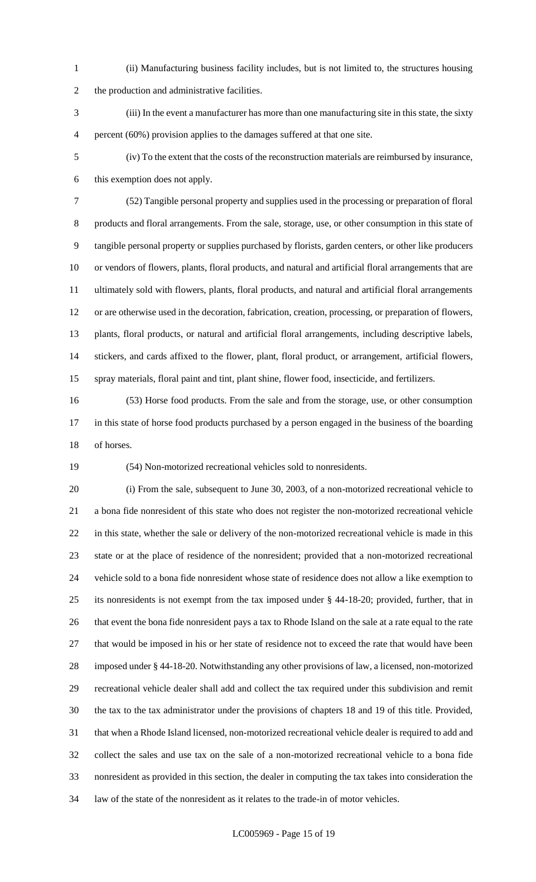(ii) Manufacturing business facility includes, but is not limited to, the structures housing the production and administrative facilities.

(iii) In the event a manufacturer has more than one manufacturing site in this state, the sixty percent (60%) provision applies to the damages suffered at that one site.

(iv) To the extent that the costs of the reconstruction materials are reimbursed by insurance, this exemption does not apply.

(52) Tangible personal property and supplies used in the processing or preparation of floral products and floral arrangements. From the sale, storage, use, or other consumption in this state of tangible personal property or supplies purchased by florists, garden centers, or other like producers or vendors of flowers, plants, floral products, and natural and artificial floral arrangements that are ultimately sold with flowers, plants, floral products, and natural and artificial floral arrangements or are otherwise used in the decoration, fabrication, creation, processing, or preparation of flowers, plants, floral products, or natural and artificial floral arrangements, including descriptive labels, stickers, and cards affixed to the flower, plant, floral product, or arrangement, artificial flowers, spray materials, floral paint and tint, plant shine, flower food, insecticide, and fertilizers.

(53) Horse food products. From the sale and from the storage, use, or other consumption in this state of horse food products purchased by a person engaged in the business of the boarding of horses.

(54) Non-motorized recreational vehicles sold to nonresidents.

(i) From the sale, subsequent to June 30, 2003, of a non-motorized recreational vehicle to a bona fide nonresident of this state who does not register the non-motorized recreational vehicle in this state, whether the sale or delivery of the non-motorized recreational vehicle is made in this state or at the place of residence of the nonresident; provided that a non-motorized recreational vehicle sold to a bona fide nonresident whose state of residence does not allow a like exemption to its nonresidents is not exempt from the tax imposed under § 44-18-20; provided, further, that in that event the bona fide nonresident pays a tax to Rhode Island on the sale at a rate equal to the rate that would be imposed in his or her state of residence not to exceed the rate that would have been imposed under § 44-18-20. Notwithstanding any other provisions of law, a licensed, non-motorized recreational vehicle dealer shall add and collect the tax required under this subdivision and remit the tax to the tax administrator under the provisions of chapters 18 and 19 of this title. Provided, that when a Rhode Island licensed, non-motorized recreational vehicle dealer is required to add and collect the sales and use tax on the sale of a non-motorized recreational vehicle to a bona fide nonresident as provided in this section, the dealer in computing the tax takes into consideration the law of the state of the nonresident as it relates to the trade-in of motor vehicles.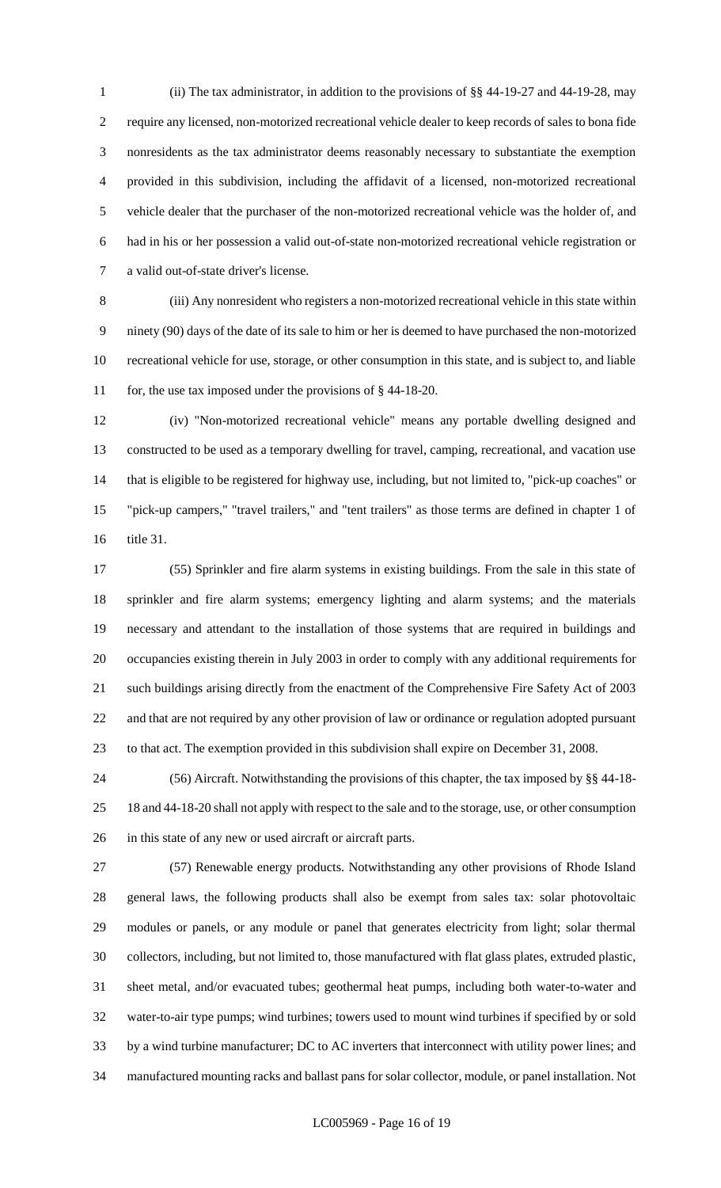(ii) The tax administrator, in addition to the provisions of §§ 44-19-27 and 44-19-28, may require any licensed, non-motorized recreational vehicle dealer to keep records of sales to bona fide nonresidents as the tax administrator deems reasonably necessary to substantiate the exemption provided in this subdivision, including the affidavit of a licensed, non-motorized recreational vehicle dealer that the purchaser of the non-motorized recreational vehicle was the holder of, and had in his or her possession a valid out-of-state non-motorized recreational vehicle registration or a valid out-of-state driver's license.

(iii) Any nonresident who registers a non-motorized recreational vehicle in this state within ninety (90) days of the date of its sale to him or her is deemed to have purchased the non-motorized recreational vehicle for use, storage, or other consumption in this state, and is subject to, and liable for, the use tax imposed under the provisions of § 44-18-20.

(iv) "Non-motorized recreational vehicle" means any portable dwelling designed and constructed to be used as a temporary dwelling for travel, camping, recreational, and vacation use that is eligible to be registered for highway use, including, but not limited to, "pick-up coaches" or "pick-up campers," "travel trailers," and "tent trailers" as those terms are defined in chapter 1 of title 31.

(55) Sprinkler and fire alarm systems in existing buildings. From the sale in this state of sprinkler and fire alarm systems; emergency lighting and alarm systems; and the materials necessary and attendant to the installation of those systems that are required in buildings and occupancies existing therein in July 2003 in order to comply with any additional requirements for such buildings arising directly from the enactment of the Comprehensive Fire Safety Act of 2003 and that are not required by any other provision of law or ordinance or regulation adopted pursuant to that act. The exemption provided in this subdivision shall expire on December 31, 2008.

(56) Aircraft. Notwithstanding the provisions of this chapter, the tax imposed by §§ 44-18-18 and 44-18-20 shall not apply with respect to the sale and to the storage, use, or other consumption in this state of any new or used aircraft or aircraft parts.

(57) Renewable energy products. Notwithstanding any other provisions of Rhode Island general laws, the following products shall also be exempt from sales tax: solar photovoltaic modules or panels, or any module or panel that generates electricity from light; solar thermal collectors, including, but not limited to, those manufactured with flat glass plates, extruded plastic, sheet metal, and/or evacuated tubes; geothermal heat pumps, including both water-to-water and water-to-air type pumps; wind turbines; towers used to mount wind turbines if specified by or sold by a wind turbine manufacturer; DC to AC inverters that interconnect with utility power lines; and manufactured mounting racks and ballast pans for solar collector, module, or panel installation. Not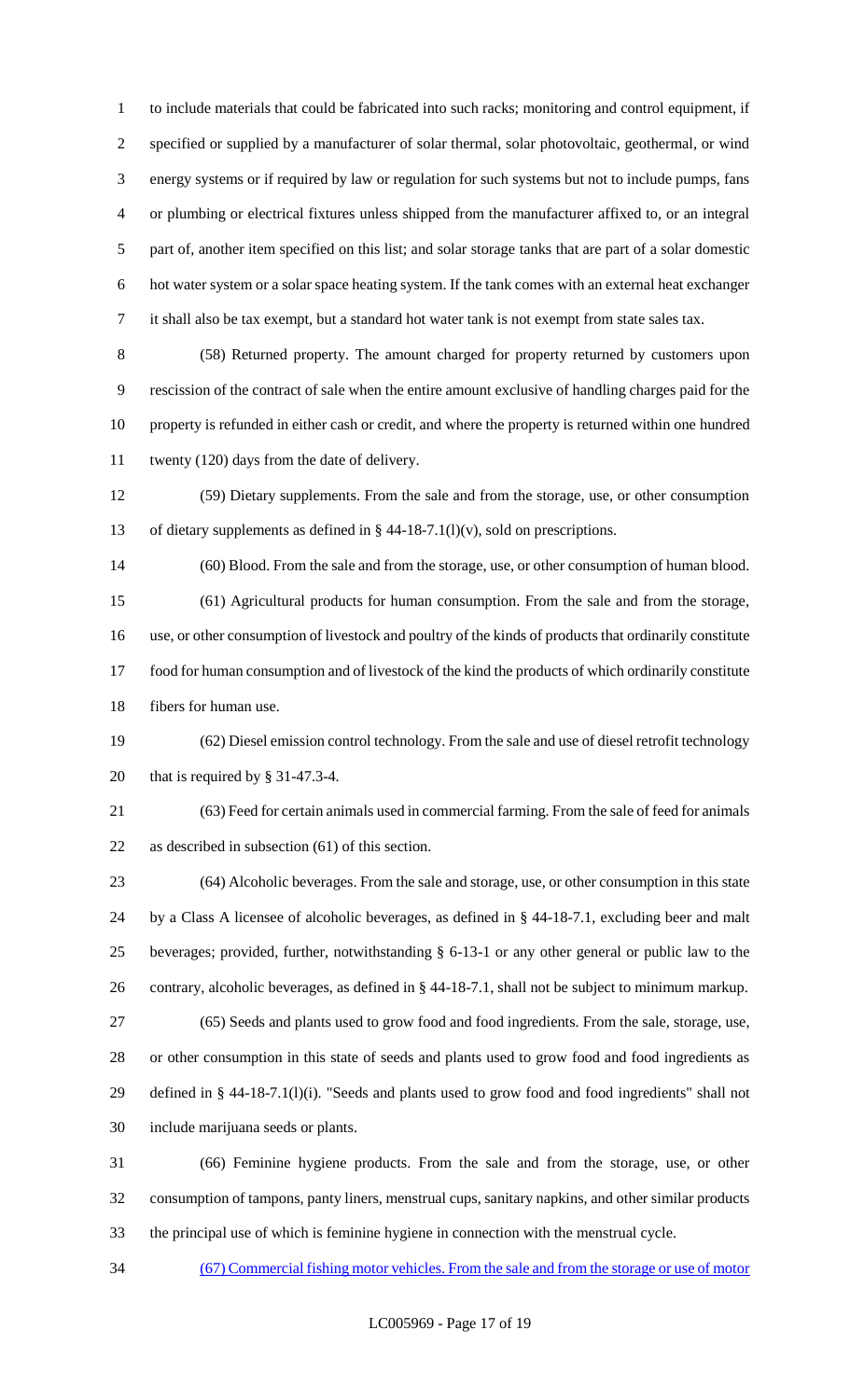to include materials that could be fabricated into such racks; monitoring and control equipment, if specified or supplied by a manufacturer of solar thermal, solar photovoltaic, geothermal, or wind energy systems or if required by law or regulation for such systems but not to include pumps, fans or plumbing or electrical fixtures unless shipped from the manufacturer affixed to, or an integral part of, another item specified on this list; and solar storage tanks that are part of a solar domestic hot water system or a solar space heating system. If the tank comes with an external heat exchanger it shall also be tax exempt, but a standard hot water tank is not exempt from state sales tax.

(58) Returned property. The amount charged for property returned by customers upon rescission of the contract of sale when the entire amount exclusive of handling charges paid for the property is refunded in either cash or credit, and where the property is returned within one hundred twenty (120) days from the date of delivery.

(59) Dietary supplements. From the sale and from the storage, use, or other consumption of dietary supplements as defined in § 44-18-7.1(l)(v), sold on prescriptions.

(60) Blood. From the sale and from the storage, use, or other consumption of human blood.

(61) Agricultural products for human consumption. From the sale and from the storage, use, or other consumption of livestock and poultry of the kinds of products that ordinarily constitute food for human consumption and of livestock of the kind the products of which ordinarily constitute fibers for human use.

(62) Diesel emission control technology. From the sale and use of diesel retrofit technology that is required by § 31-47.3-4.

(63) Feed for certain animals used in commercial farming. From the sale of feed for animals as described in subsection (61) of this section.

(64) Alcoholic beverages. From the sale and storage, use, or other consumption in this state by a Class A licensee of alcoholic beverages, as defined in § 44-18-7.1, excluding beer and malt beverages; provided, further, notwithstanding § 6-13-1 or any other general or public law to the contrary, alcoholic beverages, as defined in § 44-18-7.1, shall not be subject to minimum markup.

(65) Seeds and plants used to grow food and food ingredients. From the sale, storage, use, or other consumption in this state of seeds and plants used to grow food and food ingredients as defined in § 44-18-7.1(l)(i). "Seeds and plants used to grow food and food ingredients" shall not include marijuana seeds or plants.

(66) Feminine hygiene products. From the sale and from the storage, use, or other consumption of tampons, panty liners, menstrual cups, sanitary napkins, and other similar products the principal use of which is feminine hygiene in connection with the menstrual cycle.

<u>(67) Commercial fishing motor vehicles. From the sale and from the storage or use of motor</u>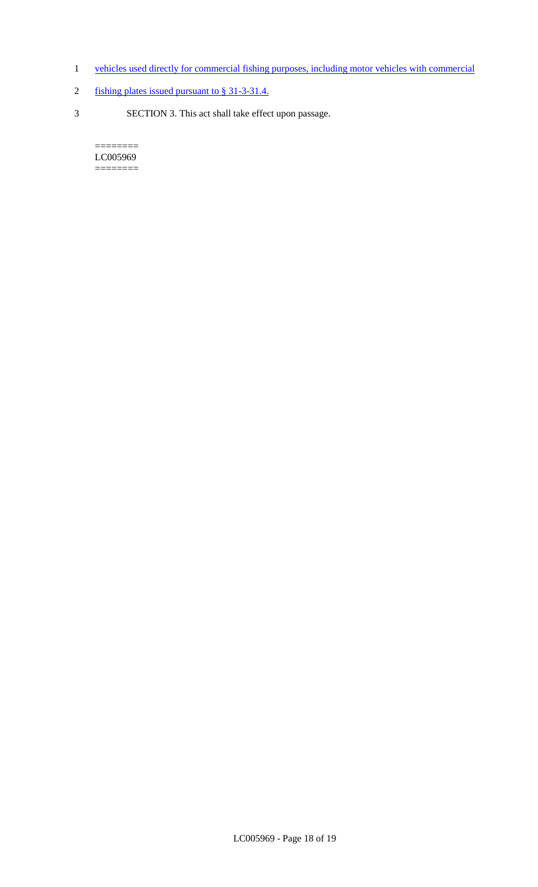vehicles used directly for commercial fishing purposes, including motor vehicles with commercial fishing plates issued pursuant to § 31-3-31.4.

SECTION 3. This act shall take effect upon passage.

========
LC005969
========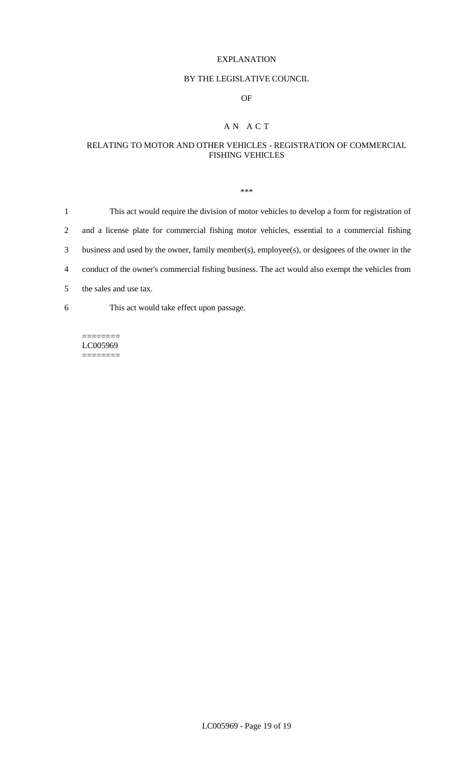EXPLANATION

BY THE LEGISLATIVE COUNCIL

OF

# A N A C T

RELATING TO MOTOR AND OTHER VEHICLES - REGISTRATION OF COMMERCIAL FISHING VEHICLES

\*\*\*

1 This act would require the division of motor vehicles to develop a form for registration of
2 and a license plate for commercial fishing motor vehicles, essential to a commercial fishing
3 business and used by the owner, family member(s), employee(s), or designees of the owner in the
4 conduct of the owner's commercial fishing business. The act would also exempt the vehicles from
5 the sales and use tax.
6 This act would take effect upon passage.

========
LC005969
========